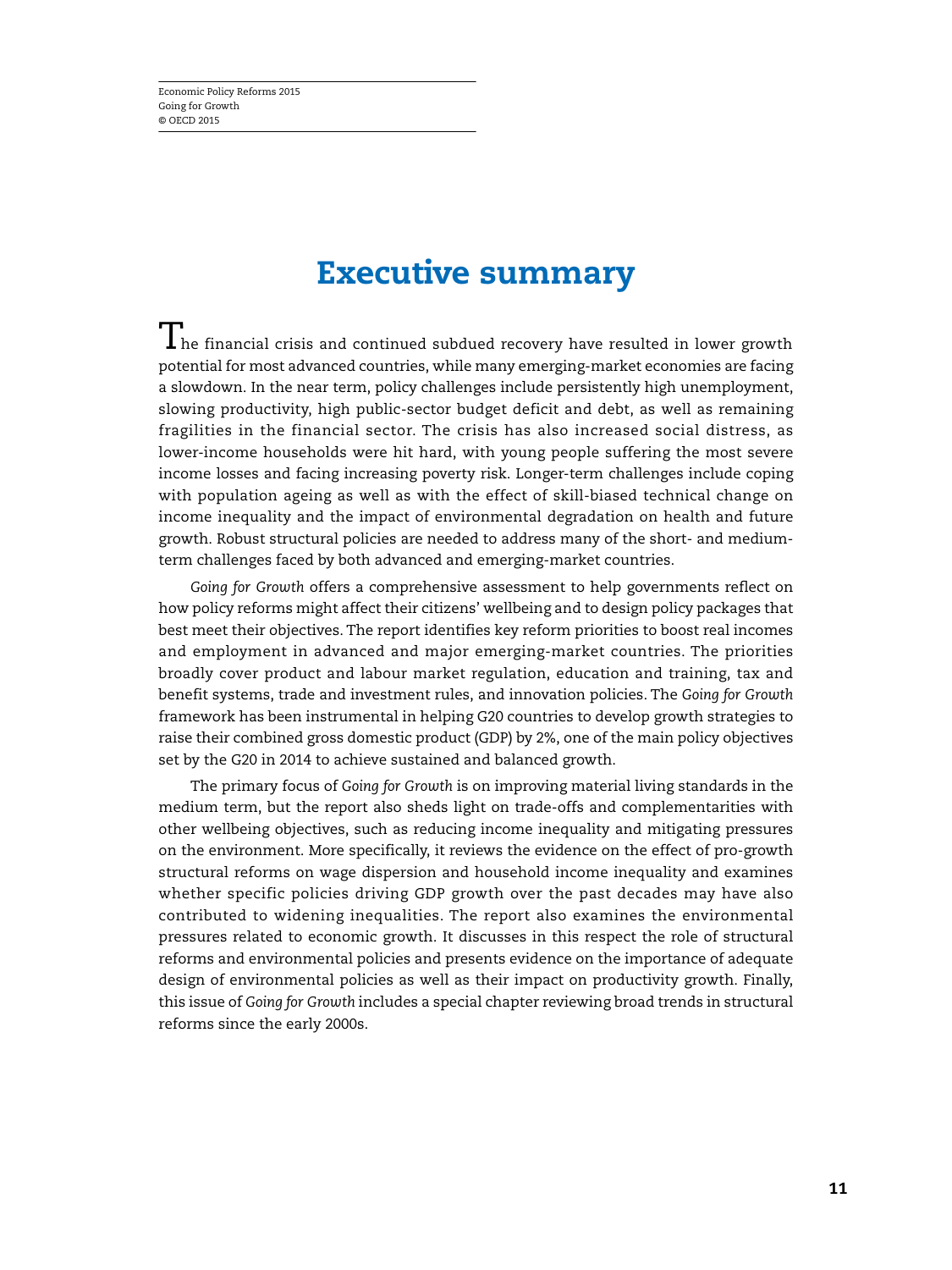# Executive summary

The financial crisis and continued subdued recovery have resulted in lower growth potential for most advanced countries, while many emerging-market economies are facing a slowdown. In the near term, policy challenges include persistently high unemployment, slowing productivity, high public-sector budget deficit and debt, as well as remaining fragilities in the financial sector. The crisis has also increased social distress, as lower-income households were hit hard, with young people suffering the most severe income losses and facing increasing poverty risk. Longer-term challenges include coping with population ageing as well as with the effect of skill-biased technical change on income inequality and the impact of environmental degradation on health and future growth. Robust structural policies are needed to address many of the short- and medium-term challenges faced by both advanced and emerging-market countries.

*Going for Growth* offers a comprehensive assessment to help governments reflect on how policy reforms might affect their citizens' wellbeing and to design policy packages that best meet their objectives. The report identifies key reform priorities to boost real incomes and employment in advanced and major emerging-market countries. The priorities broadly cover product and labour market regulation, education and training, tax and benefit systems, trade and investment rules, and innovation policies. The *Going for Growth* framework has been instrumental in helping G20 countries to develop growth strategies to raise their combined gross domestic product (GDP) by 2%, one of the main policy objectives set by the G20 in 2014 to achieve sustained and balanced growth.

The primary focus of *Going for Growth* is on improving material living standards in the medium term, but the report also sheds light on trade-offs and complementarities with other wellbeing objectives, such as reducing income inequality and mitigating pressures on the environment. More specifically, it reviews the evidence on the effect of pro-growth structural reforms on wage dispersion and household income inequality and examines whether specific policies driving GDP growth over the past decades may have also contributed to widening inequalities. The report also examines the environmental pressures related to economic growth. It discusses in this respect the role of structural reforms and environmental policies and presents evidence on the importance of adequate design of environmental policies as well as their impact on productivity growth. Finally, this issue of *Going for Growth* includes a special chapter reviewing broad trends in structural reforms since the early 2000s.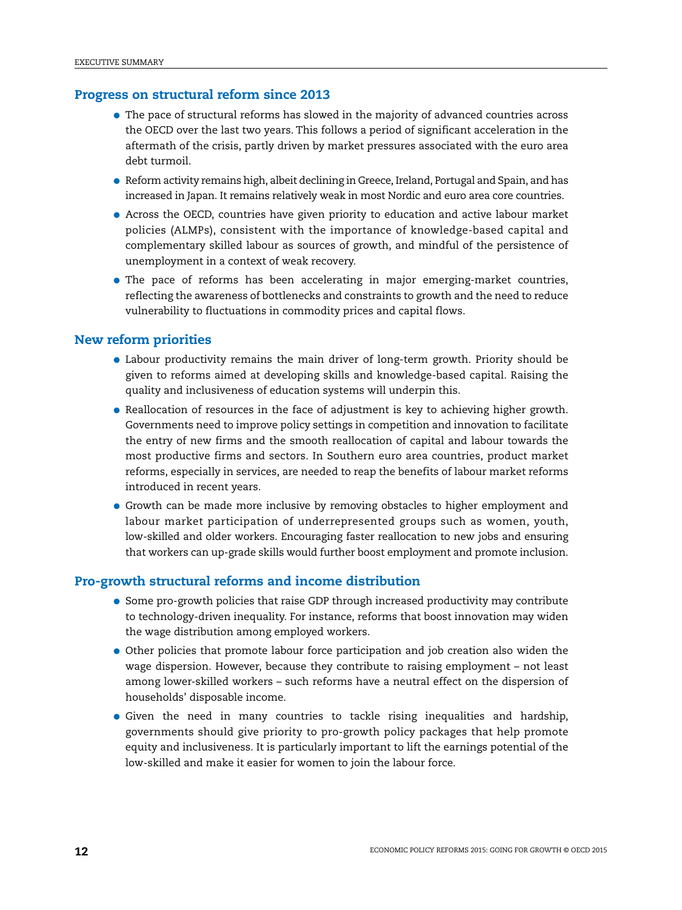## Progress on structural reform since 2013

- The pace of structural reforms has slowed in the majority of advanced countries across the OECD over the last two years. This follows a period of significant acceleration in the aftermath of the crisis, partly driven by market pressures associated with the euro area debt turmoil.
- Reform activity remains high, albeit declining in Greece, Ireland, Portugal and Spain, and has increased in Japan. It remains relatively weak in most Nordic and euro area core countries.
- Across the OECD, countries have given priority to education and active labour market policies (ALMPs), consistent with the importance of knowledge-based capital and complementary skilled labour as sources of growth, and mindful of the persistence of unemployment in a context of weak recovery.
- The pace of reforms has been accelerating in major emerging-market countries, reflecting the awareness of bottlenecks and constraints to growth and the need to reduce vulnerability to fluctuations in commodity prices and capital flows.

## New reform priorities

- Labour productivity remains the main driver of long-term growth. Priority should be given to reforms aimed at developing skills and knowledge-based capital. Raising the quality and inclusiveness of education systems will underpin this.
- Reallocation of resources in the face of adjustment is key to achieving higher growth. Governments need to improve policy settings in competition and innovation to facilitate the entry of new firms and the smooth reallocation of capital and labour towards the most productive firms and sectors. In Southern euro area countries, product market reforms, especially in services, are needed to reap the benefits of labour market reforms introduced in recent years.
- Growth can be made more inclusive by removing obstacles to higher employment and labour market participation of underrepresented groups such as women, youth, low-skilled and older workers. Encouraging faster reallocation to new jobs and ensuring that workers can up-grade skills would further boost employment and promote inclusion.

## Pro-growth structural reforms and income distribution

- Some pro-growth policies that raise GDP through increased productivity may contribute to technology-driven inequality. For instance, reforms that boost innovation may widen the wage distribution among employed workers.
- Other policies that promote labour force participation and job creation also widen the wage dispersion. However, because they contribute to raising employment – not least among lower-skilled workers – such reforms have a neutral effect on the dispersion of households' disposable income.
- Given the need in many countries to tackle rising inequalities and hardship, governments should give priority to pro-growth policy packages that help promote equity and inclusiveness. It is particularly important to lift the earnings potential of the low-skilled and make it easier for women to join the labour force.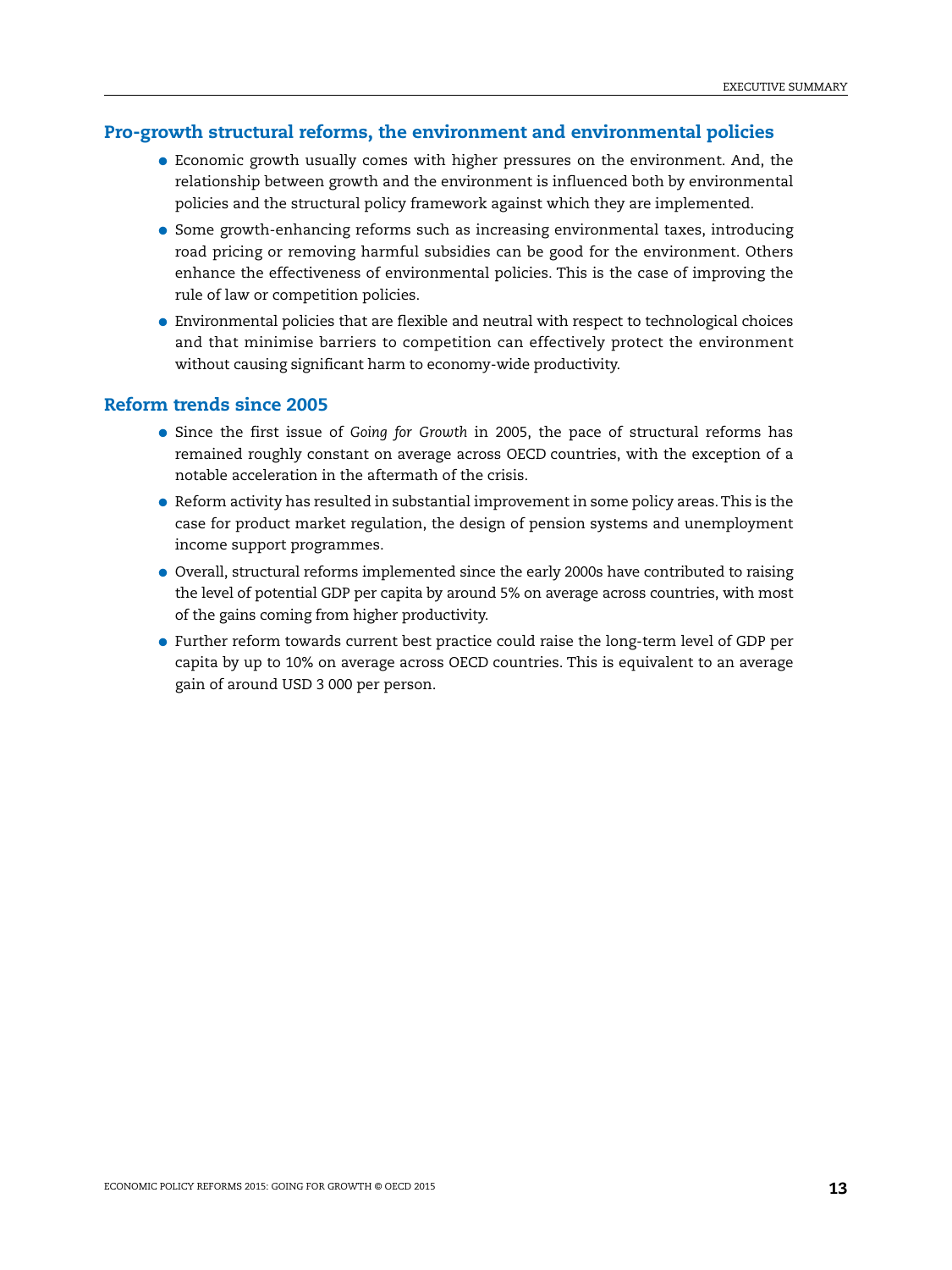## Pro-growth structural reforms, the environment and environmental policies

- Economic growth usually comes with higher pressures on the environment. And, the relationship between growth and the environment is influenced both by environmental policies and the structural policy framework against which they are implemented.
- Some growth-enhancing reforms such as increasing environmental taxes, introducing road pricing or removing harmful subsidies can be good for the environment. Others enhance the effectiveness of environmental policies. This is the case of improving the rule of law or competition policies.
- Environmental policies that are flexible and neutral with respect to technological choices and that minimise barriers to competition can effectively protect the environment without causing significant harm to economy-wide productivity.

## Reform trends since 2005

- Since the first issue of *Going for Growth* in 2005, the pace of structural reforms has remained roughly constant on average across OECD countries, with the exception of a notable acceleration in the aftermath of the crisis.
- Reform activity has resulted in substantial improvement in some policy areas. This is the case for product market regulation, the design of pension systems and unemployment income support programmes.
- Overall, structural reforms implemented since the early 2000s have contributed to raising the level of potential GDP per capita by around 5% on average across countries, with most of the gains coming from higher productivity.
- Further reform towards current best practice could raise the long-term level of GDP per capita by up to 10% on average across OECD countries. This is equivalent to an average gain of around USD 3 000 per person.